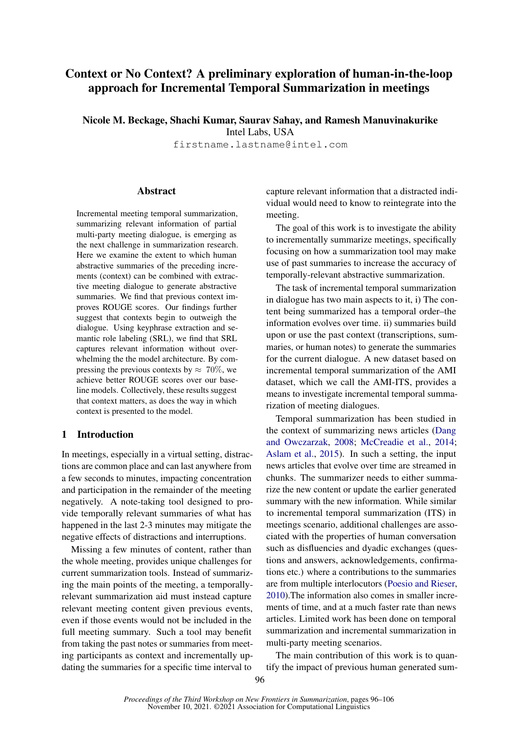# Context or No Context? A preliminary exploration of human-in-the-loop approach for Incremental Temporal Summarization in meetings

**Nicole M. Beckage, Shachi Kumar, Saurav Sahay, and Ramesh Manuvinakurike**
Intel Labs, USA
firstname.lastname@intel.com

## Abstract

Incremental meeting temporal summarization, summarizing relevant information of partial multi-party meeting dialogue, is emerging as the next challenge in summarization research. Here we examine the extent to which human abstractive summaries of the preceding increments (context) can be combined with extractive meeting dialogue to generate abstractive summaries. We find that previous context improves ROUGE scores. Our findings further suggest that contexts begin to outweigh the dialogue. Using keyphrase extraction and semantic role labeling (SRL), we find that SRL captures relevant information without overwhelming the the model architecture. By compressing the previous contexts by $\approx$ 70%, we achieve better ROUGE scores over our baseline models. Collectively, these results suggest that context matters, as does the way in which context is presented to the model.

## 1 Introduction

In meetings, especially in a virtual setting, distractions are common place and can last anywhere from a few seconds to minutes, impacting concentration and participation in the remainder of the meeting negatively. A note-taking tool designed to provide temporally relevant summaries of what has happened in the last 2-3 minutes may mitigate the negative effects of distractions and interruptions.

Missing a few minutes of content, rather than the whole meeting, provides unique challenges for current summarization tools. Instead of summarizing the main points of the meeting, a temporally-relevant summarization aid must instead capture relevant meeting content given previous events, even if those events would not be included in the full meeting summary. Such a tool may benefit from taking the past notes or summaries from meeting participants as context and incrementally updating the summaries for a specific time interval to capture relevant information that a distracted individual would need to know to reintegrate into the meeting.

The goal of this work is to investigate the ability to incrementally summarize meetings, specifically focusing on how a summarization tool may make use of past summaries to increase the accuracy of temporally-relevant abstractive summarization.

The task of incremental temporal summarization in dialogue has two main aspects to it, i) The content being summarized has a temporal order–the information evolves over time. ii) summaries build upon or use the past context (transcriptions, summaries, or human notes) to generate the summaries for the current dialogue. A new dataset based on incremental temporal summarization of the AMI dataset, which we call the AMI-ITS, provides a means to investigate incremental temporal summarization of meeting dialogues.

Temporal summarization has been studied in the context of summarizing news articles (Dang and Owczarzak, 2008; McCreadie et al., 2014; Aslam et al., 2015). In such a setting, the input news articles that evolve over time are streamed in chunks. The summarizer needs to either summarize the new content or update the earlier generated summary with the new information. While similar to incremental temporal summarization (ITS) in meetings scenario, additional challenges are associated with the properties of human conversation such as disfluencies and dyadic exchanges (questions and answers, acknowledgements, confirmations etc.) where a contributions to the summaries are from multiple interlocutors (Poesio and Rieser, 2010).The information also comes in smaller increments of time, and at a much faster rate than news articles. Limited work has been done on temporal summarization and incremental summarization in multi-party meeting scenarios.

The main contribution of this work is to quantify the impact of previous human generated sum-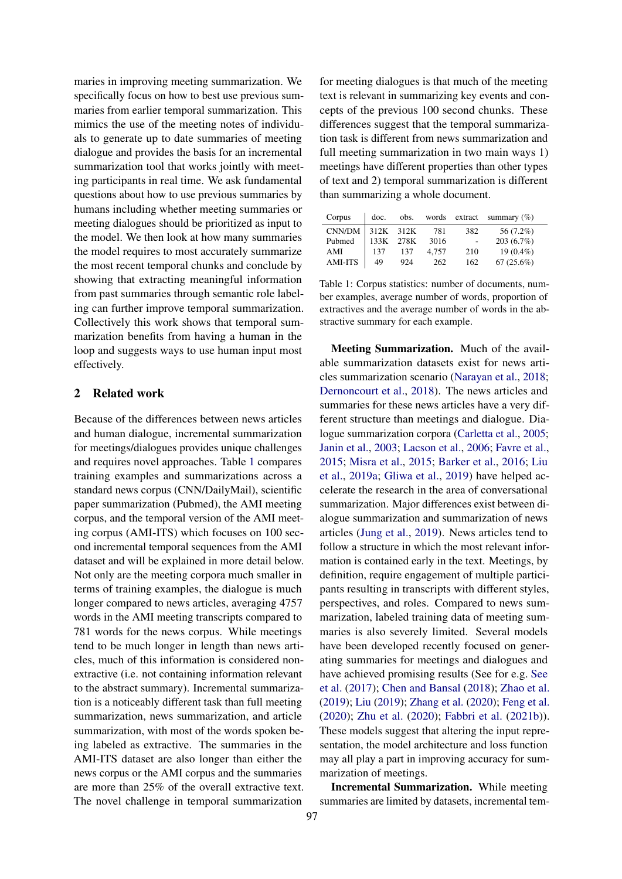maries in improving meeting summarization. We specifically focus on how to best use previous summaries from earlier temporal summarization. This mimics the use of the meeting notes of individuals to generate up to date summaries of meeting dialogue and provides the basis for an incremental summarization tool that works jointly with meeting participants in real time. We ask fundamental questions about how to use previous summaries by humans including whether meeting summaries or meeting dialogues should be prioritized as input to the model. We then look at how many summaries the model requires to most accurately summarize the most recent temporal chunks and conclude by showing that extracting meaningful information from past summaries through semantic role labeling can further improve temporal summarization. Collectively this work shows that temporal summarization benefits from having a human in the loop and suggests ways to use human input most effectively.

## 2 Related work

Because of the differences between news articles and human dialogue, incremental summarization for meetings/dialogues provides unique challenges and requires novel approaches. Table 1 compares training examples and summarizations across a standard news corpus (CNN/DailyMail), scientific paper summarization (Pubmed), the AMI meeting corpus, and the temporal version of the AMI meeting corpus (AMI-ITS) which focuses on 100 second incremental temporal sequences from the AMI dataset and will be explained in more detail below. Not only are the meeting corpora much smaller in terms of training examples, the dialogue is much longer compared to news articles, averaging 4757 words in the AMI meeting transcripts compared to 781 words for the news corpus. While meetings tend to be much longer in length than news articles, much of this information is considered non-extractive (i.e. not containing information relevant to the abstract summary). Incremental summarization is a noticeably different task than full meeting summarization, news summarization, and article summarization, with most of the words spoken being labeled as extractive. The summaries in the AMI-ITS dataset are also longer than either the news corpus or the AMI corpus and the summaries are more than 25% of the overall extractive text. The novel challenge in temporal summarization for meeting dialogues is that much of the meeting text is relevant in summarizing key events and concepts of the previous 100 second chunks. These differences suggest that the temporal summarization task is different from news summarization and full meeting summarization in two main ways 1) meetings have different properties than other types of text and 2) temporal summarization is different than summarizing a whole document.

| Corpus | doc. | obs. | words | extract | summary (%) |
|---|---|---|---|---|---|
| CNN/DM | 312K | 312K | 781 | 382 | 56 (7.2%) |
| Pubmed | 133K | 278K | 3016 | - | 203 (6.7%) |
| AMI | 137 | 137 | 4,757 | 210 | 19 (0.4%) |
| AMI-ITS | 49 | 924 | 262 | 162 | 67 (25.6%) |

Table 1: Corpus statistics: number of documents, number examples, average number of words, proportion of extractives and the average number of words in the abstractive summary for each example.

**Meeting Summarization.** Much of the available summarization datasets exist for news articles summarization scenario (Narayan et al., 2018; Dernoncourt et al., 2018). The news articles and summaries for these news articles have a very different structure than meetings and dialogue. Dialogue summarization corpora (Carletta et al., 2005; Janin et al., 2003; Lacson et al., 2006; Favre et al., 2015; Misra et al., 2015; Barker et al., 2016; Liu et al., 2019a; Gliwa et al., 2019) have helped accelerate the research in the area of conversational summarization. Major differences exist between dialogue summarization and summarization of news articles (Jung et al., 2019). News articles tend to follow a structure in which the most relevant information is contained early in the text. Meetings, by definition, require engagement of multiple participants resulting in transcripts with different styles, perspectives, and roles. Compared to news summarization, labeled training data of meeting summaries is also severely limited. Several models have been developed recently focused on generating summaries for meetings and dialogues and have achieved promising results (See for e.g. See et al. (2017); Chen and Bansal (2018); Zhao et al. (2019); Liu (2019); Zhang et al. (2020); Feng et al. (2020); Zhu et al. (2020); Fabbri et al. (2021b)). These models suggest that altering the input representation, the model architecture and loss function may all play a part in improving accuracy for summarization of meetings.

**Incremental Summarization.** While meeting summaries are limited by datasets, incremental tem-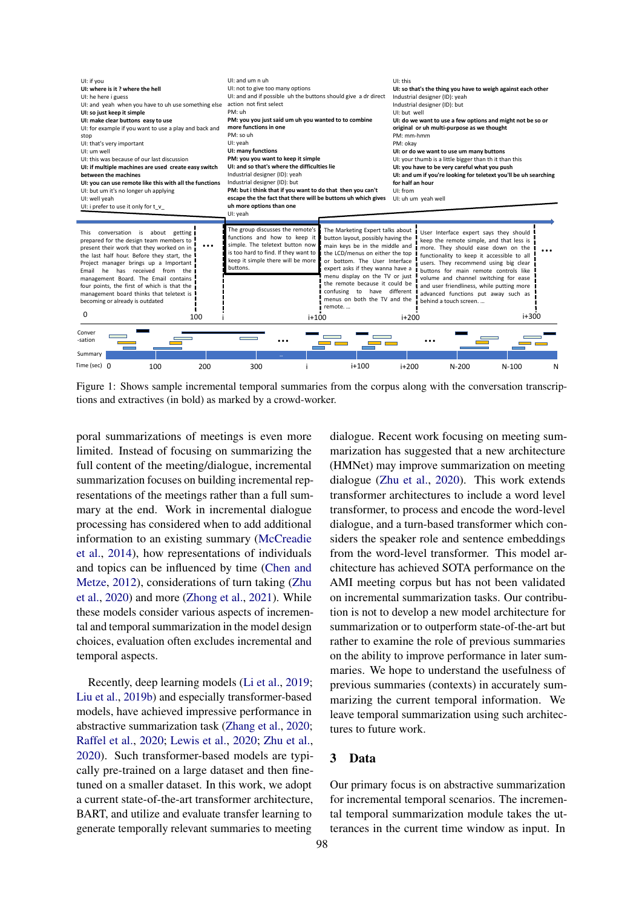Figure 1: Shows sample incremental temporal summaries from the corpus along with the conversation transcriptions and extractives (in bold) as marked by a crowd-worker.

poral summarizations of meetings is even more limited. Instead of focusing on summarizing the full content of the meeting/dialogue, incremental summarization focuses on building incremental representations of the meetings rather than a full summary at the end. Work in incremental dialogue processing has considered when to add additional information to an existing summary (McCreadie et al., 2014), how representations of individuals and topics can be influenced by time (Chen and Metze, 2012), considerations of turn taking (Zhu et al., 2020) and more (Zhong et al., 2021). While these models consider various aspects of incremental and temporal summarization in the model design choices, evaluation often excludes incremental and temporal aspects.

Recently, deep learning models (Li et al., 2019; Liu et al., 2019b) and especially transformer-based models, have achieved impressive performance in abstractive summarization task (Zhang et al., 2020; Raffel et al., 2020; Lewis et al., 2020; Zhu et al., 2020). Such transformer-based models are typically pre-trained on a large dataset and then fine-tuned on a smaller dataset. In this work, we adopt a current state-of-the-art transformer architecture, BART, and utilize and evaluate transfer learning to generate temporally relevant summaries to meeting dialogue. Recent work focusing on meeting summarization has suggested that a new architecture (HMNet) may improve summarization on meeting dialogue (Zhu et al., 2020). This work extends transformer architectures to include a word level transformer, to process and encode the word-level dialogue, and a turn-based transformer which considers the speaker role and sentence embeddings from the word-level transformer. This model architecture has achieved SOTA performance on the AMI meeting corpus but has not been validated on incremental summarization tasks. Our contribution is not to develop a new model architecture for summarization or to outperform state-of-the-art but rather to examine the role of previous summaries on the ability to improve performance in later summaries. We hope to understand the usefulness of previous summaries (contexts) in accurately summarizing the current temporal information. We leave temporal summarization using such architectures to future work.

## 3 Data

Our primary focus is on abstractive summarization for incremental temporal scenarios. The incremental temporal summarization module takes the utterances in the current time window as input. In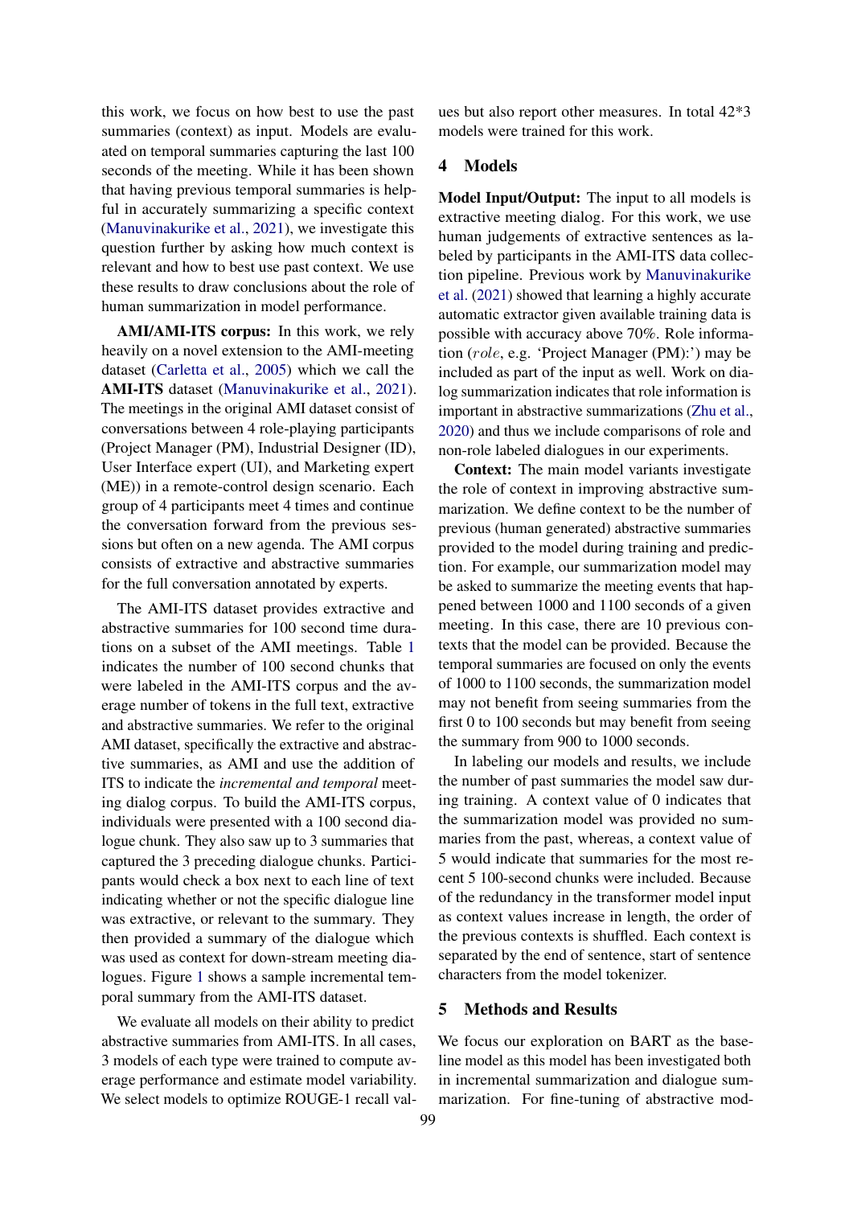this work, we focus on how best to use the past summaries (context) as input. Models are evaluated on temporal summaries capturing the last 100 seconds of the meeting. While it has been shown that having previous temporal summaries is helpful in accurately summarizing a specific context (Manuvinakurike et al., 2021), we investigate this question further by asking how much context is relevant and how to best use past context. We use these results to draw conclusions about the role of human summarization in model performance.

**AMI/AMI-ITS corpus:** In this work, we rely heavily on a novel extension to the AMI-meeting dataset (Carletta et al., 2005) which we call the **AMI-ITS** dataset (Manuvinakurike et al., 2021). The meetings in the original AMI dataset consist of conversations between 4 role-playing participants (Project Manager (PM), Industrial Designer (ID), User Interface expert (UI), and Marketing expert (ME)) in a remote-control design scenario. Each group of 4 participants meet 4 times and continue the conversation forward from the previous sessions but often on a new agenda. The AMI corpus consists of extractive and abstractive summaries for the full conversation annotated by experts.

The AMI-ITS dataset provides extractive and abstractive summaries for 100 second time durations on a subset of the AMI meetings. Table 1 indicates the number of 100 second chunks that were labeled in the AMI-ITS corpus and the average number of tokens in the full text, extractive and abstractive summaries. We refer to the original AMI dataset, specifically the extractive and abstractive summaries, as AMI and use the addition of ITS to indicate the *incremental and temporal* meeting dialog corpus. To build the AMI-ITS corpus, individuals were presented with a 100 second dialogue chunk. They also saw up to 3 summaries that captured the 3 preceding dialogue chunks. Participants would check a box next to each line of text indicating whether or not the specific dialogue line was extractive, or relevant to the summary. They then provided a summary of the dialogue which was used as context for down-stream meeting dialogues. Figure 1 shows a sample incremental temporal summary from the AMI-ITS dataset.

We evaluate all models on their ability to predict abstractive summaries from AMI-ITS. In all cases, 3 models of each type were trained to compute average performance and estimate model variability. We select models to optimize ROUGE-1 recall values but also report other measures. In total 42*3 models were trained for this work.

## 4 Models

**Model Input/Output:** The input to all models is extractive meeting dialog. For this work, we use human judgements of extractive sentences as labeled by participants in the AMI-ITS data collection pipeline. Previous work by Manuvinakurike et al. (2021) showed that learning a highly accurate automatic extractor given available training data is possible with accuracy above 70%. Role information ($role$, e.g. 'Project Manager (PM):') may be included as part of the input as well. Work on dialog summarization indicates that role information is important in abstractive summarizations (Zhu et al., 2020) and thus we include comparisons of role and non-role labeled dialogues in our experiments.

**Context:** The main model variants investigate the role of context in improving abstractive summarization. We define context to be the number of previous (human generated) abstractive summaries provided to the model during training and prediction. For example, our summarization model may be asked to summarize the meeting events that happened between 1000 and 1100 seconds of a given meeting. In this case, there are 10 previous contexts that the model can be provided. Because the temporal summaries are focused on only the events of 1000 to 1100 seconds, the summarization model may not benefit from seeing summaries from the first 0 to 100 seconds but may benefit from seeing the summary from 900 to 1000 seconds.

In labeling our models and results, we include the number of past summaries the model saw during training. A context value of 0 indicates that the summarization model was provided no summaries from the past, whereas, a context value of 5 would indicate that summaries for the most recent 5 100-second chunks were included. Because of the redundancy in the transformer model input as context values increase in length, the order of the previous contexts is shuffled. Each context is separated by the end of sentence, start of sentence characters from the model tokenizer.

## 5 Methods and Results

We focus our exploration on BART as the baseline model as this model has been investigated both in incremental summarization and dialogue summarization. For fine-tuning of abstractive mod-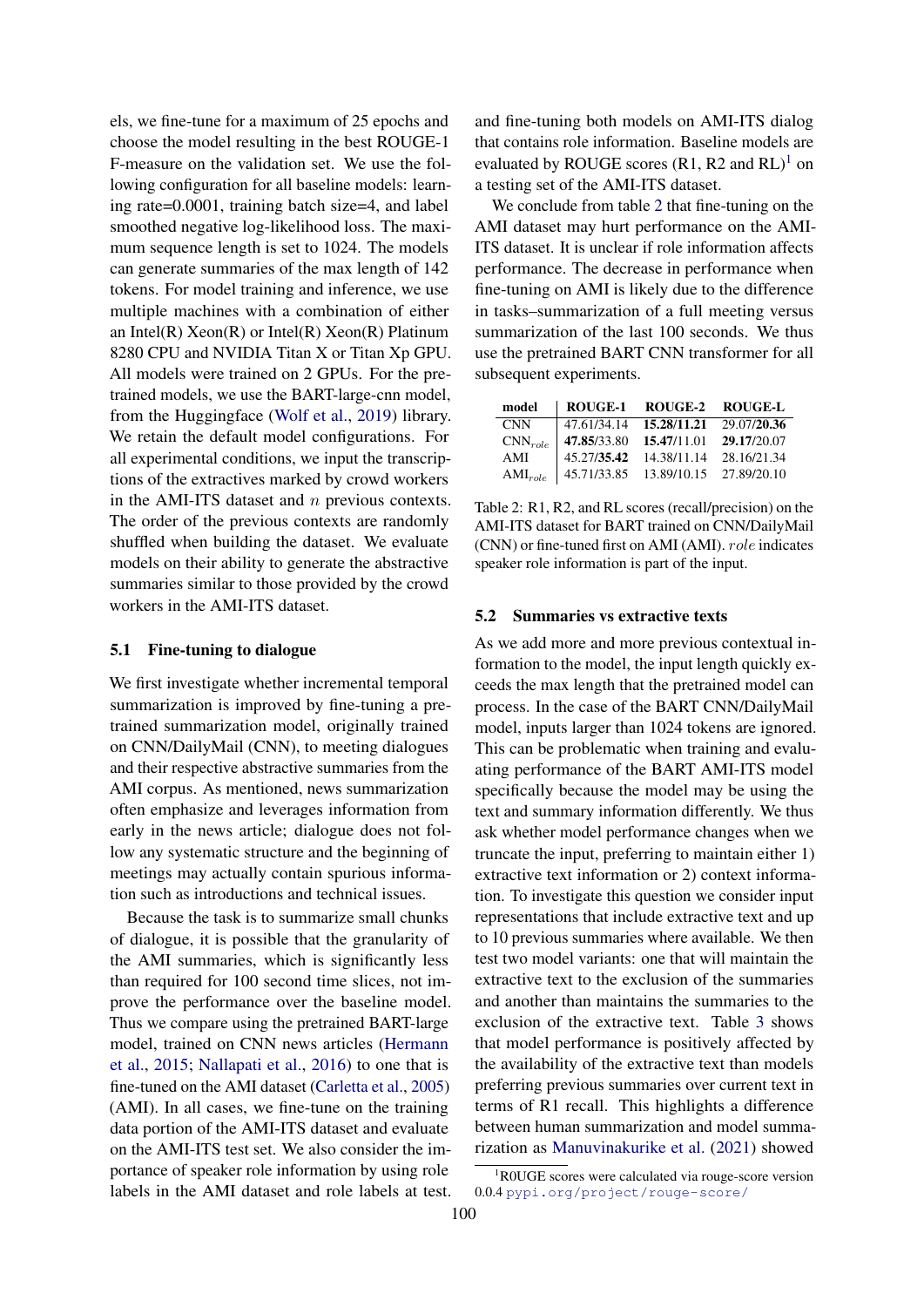els, we fine-tune for a maximum of 25 epochs and choose the model resulting in the best ROUGE-1 F-measure on the validation set. We use the following configuration for all baseline models: learning rate=0.0001, training batch size=4, and label smoothed negative log-likelihood loss. The maximum sequence length is set to 1024. The models can generate summaries of the max length of 142 tokens. For model training and inference, we use multiple machines with a combination of either an Intel(R) Xeon(R) or Intel(R) Xeon(R) Platinum 8280 CPU and NVIDIA Titan X or Titan Xp GPU. All models were trained on 2 GPUs. For the pretrained models, we use the BART-large-cnn model, from the Huggingface (Wolf et al., 2019) library. We retain the default model configurations. For all experimental conditions, we input the transcriptions of the extractives marked by crowd workers in the AMI-ITS dataset and $n$ previous contexts. The order of the previous contexts are randomly shuffled when building the dataset. We evaluate models on their ability to generate the abstractive summaries similar to those provided by the crowd workers in the AMI-ITS dataset.

### 5.1 Fine-tuning to dialogue

We first investigate whether incremental temporal summarization is improved by fine-tuning a pretrained summarization model, originally trained on CNN/DailyMail (CNN), to meeting dialogues and their respective abstractive summaries from the AMI corpus. As mentioned, news summarization often emphasize and leverages information from early in the news article; dialogue does not follow any systematic structure and the beginning of meetings may actually contain spurious information such as introductions and technical issues.

Because the task is to summarize small chunks of dialogue, it is possible that the granularity of the AMI summaries, which is significantly less than required for 100 second time slices, not improve the performance over the baseline model. Thus we compare using the pretrained BART-large model, trained on CNN news articles (Hermann et al., 2015; Nallapati et al., 2016) to one that is fine-tuned on the AMI dataset (Carletta et al., 2005) (AMI). In all cases, we fine-tune on the training data portion of the AMI-ITS dataset and evaluate on the AMI-ITS test set. We also consider the importance of speaker role information by using role labels in the AMI dataset and role labels at test. and fine-tuning both models on AMI-ITS dialog that contains role information. Baseline models are evaluated by ROUGE scores (R1, R2 and RL)[1] on a testing set of the AMI-ITS dataset.

We conclude from table 2 that fine-tuning on the AMI dataset may hurt performance on the AMI-ITS dataset. It is unclear if role information affects performance. The decrease in performance when fine-tuning on AMI is likely due to the difference in tasks–summarization of a full meeting versus summarization of the last 100 seconds. We thus use the pretrained BART CNN transformer for all subsequent experiments.

| model | ROUGE-1 | ROUGE-2 | ROUGE-L |
|---|---|---|---|
| CNN | 47.61/34.14 | **15.28/11.21** | 29.07/**20.36** |
| $\text{CNN}_{role}$ | **47.85**/33.80 | **15.47**/11.01 | **29.17**/20.07 |
| AMI | 45.27/**35.42** | 14.38/11.14 | 28.16/21.34 |
| $\text{AMI}_{role}$ | 45.71/33.85 | 13.89/10.15 | 27.89/20.10 |

Table 2: R1, R2, and RL scores (recall/precision) on the AMI-ITS dataset for BART trained on CNN/DailyMail (CNN) or fine-tuned first on AMI (AMI). $role$ indicates speaker role information is part of the input.

### 5.2 Summaries vs extractive texts

As we add more and more previous contextual information to the model, the input length quickly exceeds the max length that the pretrained model can process. In the case of the BART CNN/DailyMail model, inputs larger than 1024 tokens are ignored. This can be problematic when training and evaluating performance of the BART AMI-ITS model specifically because the model may be using the text and summary information differently. We thus ask whether model performance changes when we truncate the input, preferring to maintain either 1) extractive text information or 2) context information. To investigate this question we consider input representations that include extractive text and up to 10 previous summaries where available. We then test two model variants: one that will maintain the extractive text to the exclusion of the summaries and another than maintains the summaries to the exclusion of the extractive text. Table 3 shows that model performance is positively affected by the availability of the extractive text than models preferring previous summaries over current text in terms of R1 recall. This highlights a difference between human summarization and model summarization as Manuvinakurike et al. (2021) showed

[1] R0UGE scores were calculated via rouge-score version 0.0.4 pypi.org/project/rouge-score/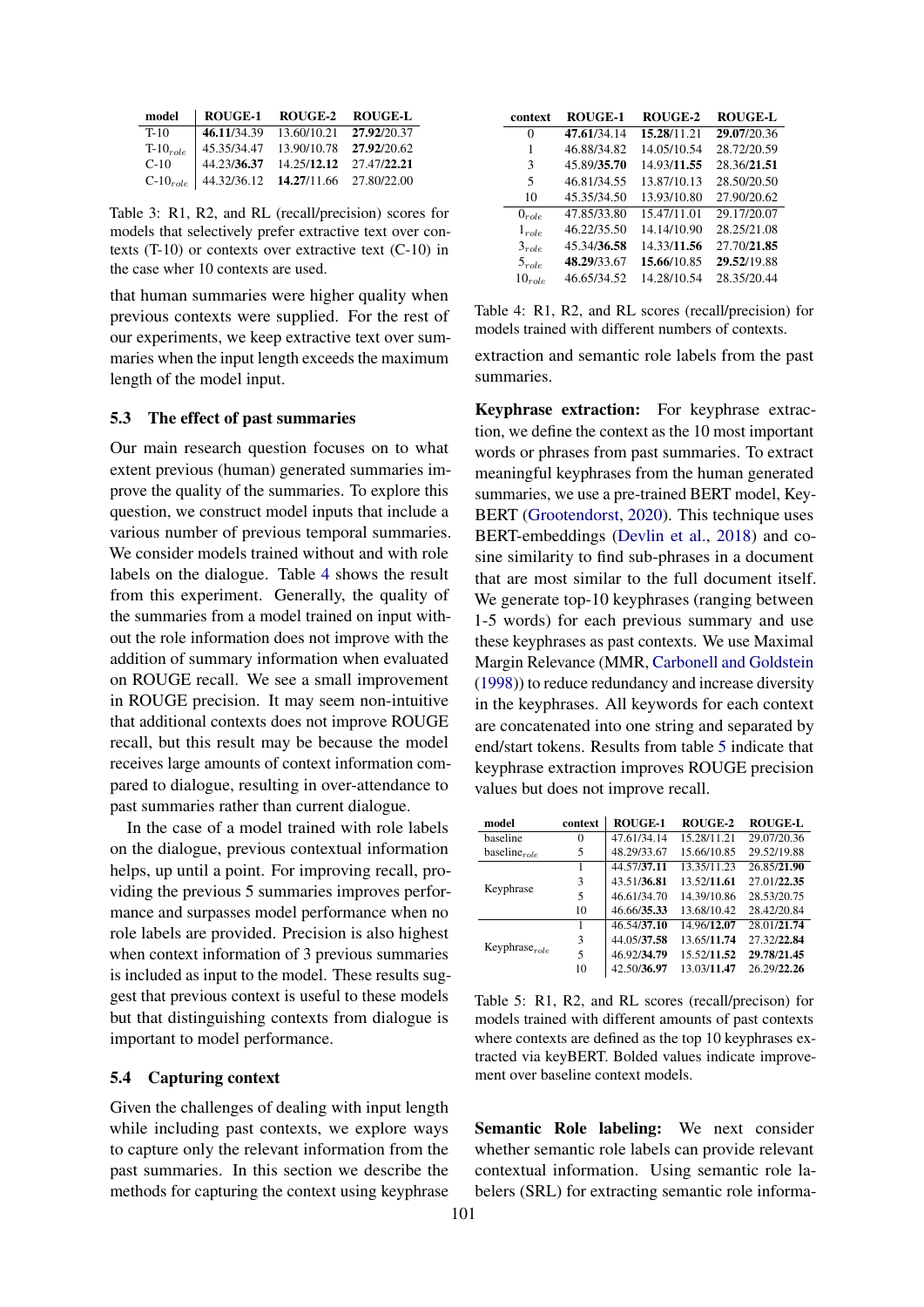| model | ROUGE-1 | ROUGE-2 | ROUGE-L |
|---|---|---|---|
| T-10 | **46.11**/34.39 | 13.60/10.21 | **27.92**/20.37 |
| T-$10_{role}$ | 45.35/34.47 | 13.90/10.78 | **27.92**/20.62 |
| C-10 | 44.23/**36.37** | 14.25/**12.12** | 27.47/**22.21** |
| C-$10_{role}$ | 44.32/36.12 | **14.27**/11.66 | 27.80/22.00 |

Table 3: R1, R2, and RL (recall/precision) scores for models that selectively prefer extractive text over contexts (T-10) or contexts over extractive text (C-10) in the case wher 10 contexts are used.

that human summaries were higher quality when previous contexts were supplied. For the rest of our experiments, we keep extractive text over summaries when the input length exceeds the maximum length of the model input.

### 5.3 The effect of past summaries

Our main research question focuses on to what extent previous (human) generated summaries improve the quality of the summaries. To explore this question, we construct model inputs that include a various number of previous temporal summaries. We consider models trained without and with role labels on the dialogue. Table 4 shows the result from this experiment. Generally, the quality of the summaries from a model trained on input without the role information does not improve with the addition of summary information when evaluated on ROUGE recall. We see a small improvement in ROUGE precision. It may seem non-intuitive that additional contexts does not improve ROUGE recall, but this result may be because the model receives large amounts of context information compared to dialogue, resulting in over-attendance to past summaries rather than current dialogue.

In the case of a model trained with role labels on the dialogue, previous contextual information helps, up until a point. For improving recall, providing the previous 5 summaries improves performance and surpasses model performance when no role labels are provided. Precision is also highest when context information of 3 previous summaries is included as input to the model. These results suggest that previous context is useful to these models but that distinguishing contexts from dialogue is important to model performance.

### 5.4 Capturing context

Given the challenges of dealing with input length while including past contexts, we explore ways to capture only the relevant information from the past summaries. In this section we describe the methods for capturing the context using keyphrase extraction and semantic role labels from the past summaries.

| context | ROUGE-1 | ROUGE-2 | ROUGE-L |
|---|---|---|---|
| 0 | **47.61**/34.14 | **15.28**/11.21 | **29.07**/20.36 |
| 1 | 46.88/34.82 | 14.05/10.54 | 28.72/20.59 |
| 3 | 45.89/**35.70** | 14.93/**11.55** | 28.36/**21.51** |
| 5 | 46.81/34.55 | 13.87/10.13 | 28.50/20.50 |
| 10 | 45.35/34.50 | 13.93/10.80 | 27.90/20.62 |
| $0_{role}$ | 47.85/33.80 | 15.47/11.01 | 29.17/20.07 |
| $1_{role}$ | 46.22/35.50 | 14.14/10.90 | 28.25/21.08 |
| $3_{role}$ | 45.34/**36.58** | 14.33/**11.56** | 27.70/**21.85** |
| $5_{role}$ | **48.29**/33.67 | **15.66**/10.85 | **29.52**/19.88 |
| $10_{role}$ | 46.65/34.52 | 14.28/10.54 | 28.35/20.44 |

Table 4: R1, R2, and RL scores (recall/precision) for models trained with different numbers of contexts.

**Keyphrase extraction:** For keyphrase extraction, we define the context as the 10 most important words or phrases from past summaries. To extract meaningful keyphrases from the human generated summaries, we use a pre-trained BERT model, KeyBERT (Grootendorst, 2020). This technique uses BERT-embeddings (Devlin et al., 2018) and cosine similarity to find sub-phrases in a document that are most similar to the full document itself. We generate top-10 keyphrases (ranging between 1-5 words) for each previous summary and use these keyphrases as past contexts. We use Maximal Margin Relevance (MMR, Carbonell and Goldstein (1998)) to reduce redundancy and increase diversity in the keyphrases. All keywords for each context are concatenated into one string and separated by end/start tokens. Results from table 5 indicate that keyphrase extraction improves ROUGE precision values but does not improve recall.

| model | context | ROUGE-1 | ROUGE-2 | ROUGE-L |
|---|---|---|---|---|
| baseline | 0 | 47.61/34.14 | 15.28/11.21 | 29.07/20.36 |
| baseline$_{role}$ | 5 | 48.29/33.67 | 15.66/10.85 | 29.52/19.88 |
| Keyphrase | 1 | 44.57/**37.11** | 13.35/11.23 | 26.85/**21.90** |
| | 3 | 43.51/**36.81** | 13.52/**11.61** | 27.01/**22.35** |
| | 5 | 46.61/34.70 | 14.39/10.86 | 28.53/20.75 |
| | 10 | 46.66/**35.33** | 13.68/10.42 | 28.42/20.84 |
| Keyphrase$_{role}$ | 1 | 46.54/**37.10** | 14.96/**12.07** | 28.01/**21.74** |
| | 3 | 44.05/**37.58** | 13.65/**11.74** | 27.32/**22.84** |
| | 5 | 46.92/**34.79** | 15.52/**11.52** | **29.78/21.45** |
| | 10 | 42.50/**36.97** | 13.03/**11.47** | 26.29/**22.26** |

Table 5: R1, R2, and RL scores (recall/precison) for models trained with different amounts of past contexts where contexts are defined as the top 10 keyphrases extracted via keyBERT. Bolded values indicate improvement over baseline context models.

**Semantic Role labeling:** We next consider whether semantic role labels can provide relevant contextual information. Using semantic role labelers (SRL) for extracting semantic role informa-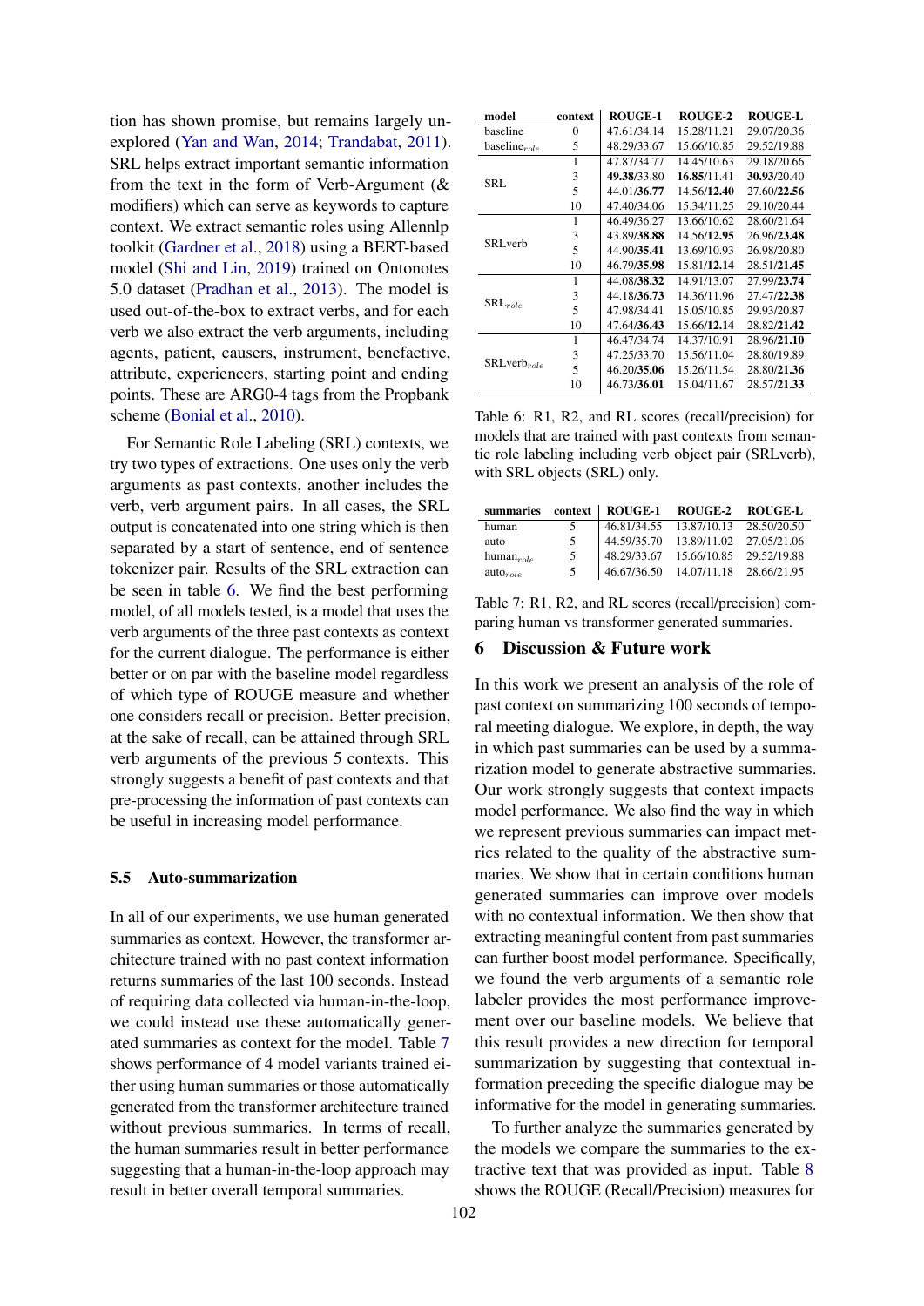tion has shown promise, but remains largely unexplored (Yan and Wan, 2014; Trandabat, 2011). SRL helps extract important semantic information from the text in the form of Verb-Argument (& modifiers) which can serve as keywords to capture context. We extract semantic roles using Allennlp toolkit (Gardner et al., 2018) using a BERT-based model (Shi and Lin, 2019) trained on Ontonotes 5.0 dataset (Pradhan et al., 2013). The model is used out-of-the-box to extract verbs, and for each verb we also extract the verb arguments, including agents, patient, causers, instrument, benefactive, attribute, experiencers, starting point and ending points. These are ARG0-4 tags from the Propbank scheme (Bonial et al., 2010).

For Semantic Role Labeling (SRL) contexts, we try two types of extractions. One uses only the verb arguments as past contexts, another includes the verb, verb argument pairs. In all cases, the SRL output is concatenated into one string which is then separated by a start of sentence, end of sentence tokenizer pair. Results of the SRL extraction can be seen in table 6. We find the best performing model, of all models tested, is a model that uses the verb arguments of the three past contexts as context for the current dialogue. The performance is either better or on par with the baseline model regardless of which type of ROUGE measure and whether one considers recall or precision. Better precision, at the sake of recall, can be attained through SRL verb arguments of the previous 5 contexts. This strongly suggests a benefit of past contexts and that pre-processing the information of past contexts can be useful in increasing model performance.

### 5.5 Auto-summarization

In all of our experiments, we use human generated summaries as context. However, the transformer architecture trained with no past context information returns summaries of the last 100 seconds. Instead of requiring data collected via human-in-the-loop, we could instead use these automatically generated summaries as context for the model. Table 7 shows performance of 4 model variants trained either using human summaries or those automatically generated from the transformer architecture trained without previous summaries. In terms of recall, the human summaries result in better performance suggesting that a human-in-the-loop approach may result in better overall temporal summaries.

| model | context | ROUGE-1 | ROUGE-2 | ROUGE-L |
|---|---|---|---|---|
| baseline | 0 | 47.61/34.14 | 15.28/11.21 | 29.07/20.36 |
| baseline$_{role}$ | 5 | 48.29/33.67 | 15.66/10.85 | 29.52/19.88 |
| SRL | 1 | 47.87/34.77 | 14.45/10.63 | 29.18/20.66 |
| | 3 | **49.38**/33.80 | **16.85**/11.41 | **30.93**/20.40 |
| | 5 | 44.01/**36.77** | 14.56/**12.40** | 27.60/**22.56** |
| | 10 | 47.40/34.06 | 15.34/11.25 | 29.10/20.44 |
| SRLverb | 1 | 46.49/36.27 | 13.66/10.62 | 28.60/21.64 |
| | 3 | 43.89/**38.88** | 14.56/**12.95** | 26.96/**23.48** |
| | 5 | 44.90/**35.41** | 13.69/10.93 | 26.98/20.80 |
| | 10 | 46.79/**35.98** | 15.81/**12.14** | 28.51/**21.45** |
| SRL$_{role}$ | 1 | 44.08/**38.32** | 14.91/13.07 | 27.99/**23.74** |
| | 3 | 44.18/**36.73** | 14.36/11.96 | 27.47/**22.38** |
| | 5 | 47.98/34.41 | 15.05/10.85 | 29.93/20.87 |
| | 10 | 47.64/**36.43** | 15.66/**12.14** | 28.82/**21.42** |
| SRLverb$_{role}$ | 1 | 46.47/34.74 | 14.37/10.91 | 28.96/**21.10** |
| | 3 | 47.25/33.70 | 15.56/11.04 | 28.80/19.89 |
| | 5 | 46.20/**35.06** | 15.26/11.54 | 28.80/**21.36** |
| | 10 | 46.73/**36.01** | 15.04/11.67 | 28.57/**21.33** |

Table 6: R1, R2, and RL scores (recall/precision) for models that are trained with past contexts from semantic role labeling including verb object pair (SRLverb), with SRL objects (SRL) only.

| summaries | context | ROUGE-1 | ROUGE-2 | ROUGE-L |
|---|---|---|---|---|
| human | 5 | 46.81/34.55 | 13.87/10.13 | 28.50/20.50 |
| auto | 5 | 44.59/35.70 | 13.89/11.02 | 27.05/21.06 |
| human$_{role}$ | 5 | 48.29/33.67 | 15.66/10.85 | 29.52/19.88 |
| auto$_{role}$ | 5 | 46.67/36.50 | 14.07/11.18 | 28.66/21.95 |

Table 7: R1, R2, and RL scores (recall/precision) comparing human vs transformer generated summaries.

## 6 Discussion & Future work

In this work we present an analysis of the role of past context on summarizing 100 seconds of temporal meeting dialogue. We explore, in depth, the way in which past summaries can be used by a summarization model to generate abstractive summaries. Our work strongly suggests that context impacts model performance. We also find the way in which we represent previous summaries can impact metrics related to the quality of the abstractive summaries. We show that in certain conditions human generated summaries can improve over models with no contextual information. We then show that extracting meaningful content from past summaries can further boost model performance. Specifically, we found the verb arguments of a semantic role labeler provides the most performance improvement over our baseline models. We believe that this result provides a new direction for temporal summarization by suggesting that contextual information preceding the specific dialogue may be informative for the model in generating summaries.

To further analyze the summaries generated by the models we compare the summaries to the extractive text that was provided as input. Table 8 shows the ROUGE (Recall/Precision) measures for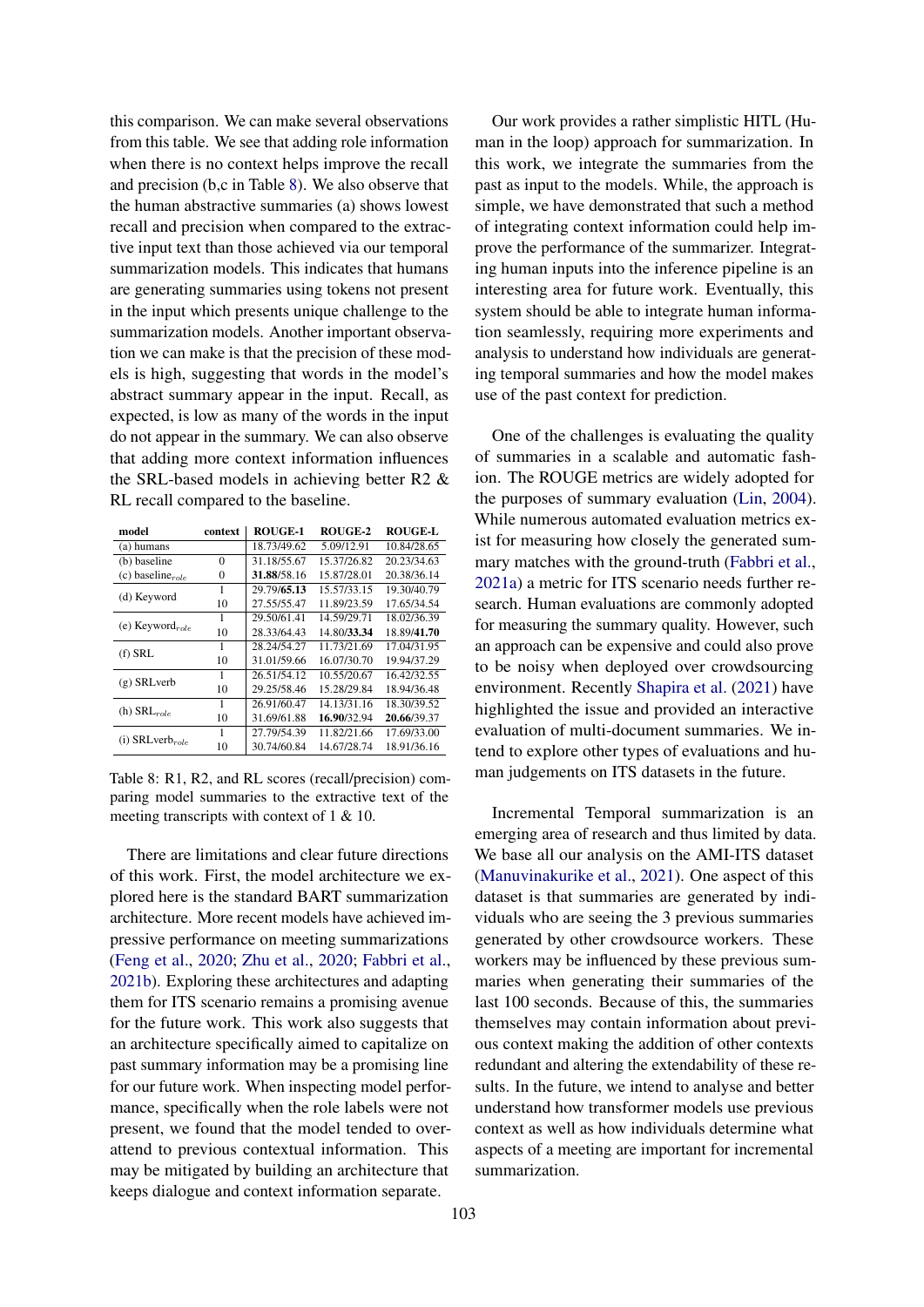this comparison. We can make several observations from this table. We see that adding role information when there is no context helps improve the recall and precision (b,c in Table 8). We also observe that the human abstractive summaries (a) shows lowest recall and precision when compared to the extractive input text than those achieved via our temporal summarization models. This indicates that humans are generating summaries using tokens not present in the input which presents unique challenge to the summarization models. Another important observation we can make is that the precision of these models is high, suggesting that words in the model's abstract summary appear in the input. Recall, as expected, is low as many of the words in the input do not appear in the summary. We can also observe that adding more context information influences the SRL-based models in achieving better R2 & RL recall compared to the baseline.

| model | context | ROUGE-1 | ROUGE-2 | ROUGE-L |
|---|---|---|---|---|
| (a) humans | | 18.73/49.62 | 5.09/12.91 | 10.84/28.65 |
| (b) baseline | 0 | 31.18/55.67 | 15.37/26.82 | 20.23/34.63 |
| (c) baseline$_{role}$ | 0 | **31.88**/58.16 | 15.87/28.01 | 20.38/36.14 |
| (d) Keyword | 1 | 29.79/**65.13** | 15.57/33.15 | 19.30/40.79 |
| | 10 | 27.55/55.47 | 11.89/23.59 | 17.65/34.54 |
| (e) Keyword$_{role}$ | 1 | 29.50/61.41 | 14.59/29.71 | 18.02/36.39 |
| | 10 | 28.33/64.43 | 14.80/**33.34** | 18.89/**41.70** |
| (f) SRL | 1 | 28.24/54.27 | 11.73/21.69 | 17.04/31.95 |
| | 10 | 31.01/59.66 | 16.07/30.70 | 19.94/37.29 |
| (g) SRLverb | 1 | 26.51/54.12 | 10.55/20.67 | 16.42/32.55 |
| | 10 | 29.25/58.46 | 15.28/29.84 | 18.94/36.48 |
| (h) SRL$_{role}$ | 1 | 26.91/60.47 | 14.13/31.16 | 18.30/39.52 |
| | 10 | 31.69/61.88 | **16.90**/32.94 | **20.66**/39.37 |
| (i) SRLverb$_{role}$ | 1 | 27.79/54.39 | 11.82/21.66 | 17.69/33.00 |
| | 10 | 30.74/60.84 | 14.67/28.74 | 18.91/36.16 |

Table 8: R1, R2, and RL scores (recall/precision) comparing model summaries to the extractive text of the meeting transcripts with context of 1 & 10.

There are limitations and clear future directions of this work. First, the model architecture we explored here is the standard BART summarization architecture. More recent models have achieved impressive performance on meeting summarizations (Feng et al., 2020; Zhu et al., 2020; Fabbri et al., 2021b). Exploring these architectures and adapting them for ITS scenario remains a promising avenue for the future work. This work also suggests that an architecture specifically aimed to capitalize on past summary information may be a promising line for our future work. When inspecting model performance, specifically when the role labels were not present, we found that the model tended to over-attend to previous contextual information. This may be mitigated by building an architecture that keeps dialogue and context information separate.

Our work provides a rather simplistic HITL (Human in the loop) approach for summarization. In this work, we integrate the summaries from the past as input to the models. While, the approach is simple, we have demonstrated that such a method of integrating context information could help improve the performance of the summarizer. Integrating human inputs into the inference pipeline is an interesting area for future work. Eventually, this system should be able to integrate human information seamlessly, requiring more experiments and analysis to understand how individuals are generating temporal summaries and how the model makes use of the past context for prediction.

One of the challenges is evaluating the quality of summaries in a scalable and automatic fashion. The ROUGE metrics are widely adopted for the purposes of summary evaluation (Lin, 2004). While numerous automated evaluation metrics exist for measuring how closely the generated summary matches with the ground-truth (Fabbri et al., 2021a) a metric for ITS scenario needs further research. Human evaluations are commonly adopted for measuring the summary quality. However, such an approach can be expensive and could also prove to be noisy when deployed over crowdsourcing environment. Recently Shapira et al. (2021) have highlighted the issue and provided an interactive evaluation of multi-document summaries. We intend to explore other types of evaluations and human judgements on ITS datasets in the future.

Incremental Temporal summarization is an emerging area of research and thus limited by data. We base all our analysis on the AMI-ITS dataset (Manuvinakurike et al., 2021). One aspect of this dataset is that summaries are generated by individuals who are seeing the 3 previous summaries generated by other crowdsource workers. These workers may be influenced by these previous summaries when generating their summaries of the last 100 seconds. Because of this, the summaries themselves may contain information about previous context making the addition of other contexts redundant and altering the extendability of these results. In the future, we intend to analyse and better understand how transformer models use previous context as well as how individuals determine what aspects of a meeting are important for incremental summarization.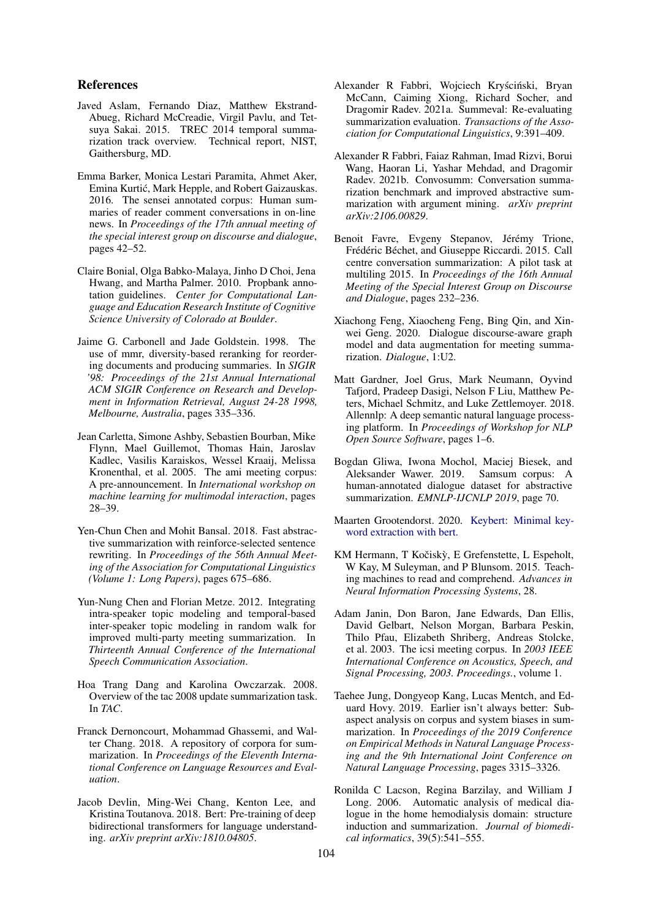## References

Javed Aslam, Fernando Diaz, Matthew Ekstrand-Abueg, Richard McCreadie, Virgil Pavlu, and Tetsuya Sakai. 2015. TREC 2014 temporal summarization track overview. Technical report, NIST, Gaithersburg, MD.

Emma Barker, Monica Lestari Paramita, Ahmet Aker, Emina Kurtić, Mark Hepple, and Robert Gaizauskas. 2016. The sensei annotated corpus: Human summaries of reader comment conversations in on-line news. In *Proceedings of the 17th annual meeting of the special interest group on discourse and dialogue*, pages 42–52.

Claire Bonial, Olga Babko-Malaya, Jinho D Choi, Jena Hwang, and Martha Palmer. 2010. Propbank annotation guidelines. *Center for Computational Language and Education Research Institute of Cognitive Science University of Colorado at Boulder*.

Jaime G. Carbonell and Jade Goldstein. 1998. The use of mmr, diversity-based reranking for reordering documents and producing summaries. In *SIGIR '98: Proceedings of the 21st Annual International ACM SIGIR Conference on Research and Development in Information Retrieval, August 24-28 1998, Melbourne, Australia*, pages 335–336.

Jean Carletta, Simone Ashby, Sebastien Bourban, Mike Flynn, Mael Guillemot, Thomas Hain, Jaroslav Kadlec, Vasilis Karaiskos, Wessel Kraaij, Melissa Kronenthal, et al. 2005. The ami meeting corpus: A pre-announcement. In *International workshop on machine learning for multimodal interaction*, pages 28–39.

Yen-Chun Chen and Mohit Bansal. 2018. Fast abstractive summarization with reinforce-selected sentence rewriting. In *Proceedings of the 56th Annual Meeting of the Association for Computational Linguistics (Volume 1: Long Papers)*, pages 675–686.

Yun-Nung Chen and Florian Metze. 2012. Integrating intra-speaker topic modeling and temporal-based inter-speaker topic modeling in random walk for improved multi-party meeting summarization. In *Thirteenth Annual Conference of the International Speech Communication Association*.

Hoa Trang Dang and Karolina Owczarzak. 2008. Overview of the tac 2008 update summarization task. In *TAC*.

Franck Dernoncourt, Mohammad Ghassemi, and Walter Chang. 2018. A repository of corpora for summarization. In *Proceedings of the Eleventh International Conference on Language Resources and Evaluation*.

Jacob Devlin, Ming-Wei Chang, Kenton Lee, and Kristina Toutanova. 2018. Bert: Pre-training of deep bidirectional transformers for language understanding. *arXiv preprint arXiv:1810.04805*.

Alexander R Fabbri, Wojciech Kryściński, Bryan McCann, Caiming Xiong, Richard Socher, and Dragomir Radev. 2021a. Summeval: Re-evaluating summarization evaluation. *Transactions of the Association for Computational Linguistics*, 9:391–409.

Alexander R Fabbri, Faiaz Rahman, Imad Rizvi, Borui Wang, Haoran Li, Yashar Mehdad, and Dragomir Radev. 2021b. Convosumm: Conversation summarization benchmark and improved abstractive summarization with argument mining. *arXiv preprint arXiv:2106.00829*.

Benoit Favre, Evgeny Stepanov, Jérémy Trione, Frédéric Béchet, and Giuseppe Riccardi. 2015. Call centre conversation summarization: A pilot task at multiling 2015. In *Proceedings of the 16th Annual Meeting of the Special Interest Group on Discourse and Dialogue*, pages 232–236.

Xiachong Feng, Xiaocheng Feng, Bing Qin, and Xinwei Geng. 2020. Dialogue discourse-aware graph model and data augmentation for meeting summarization. *Dialogue*, 1:U2.

Matt Gardner, Joel Grus, Mark Neumann, Oyvind Tafjord, Pradeep Dasigi, Nelson F Liu, Matthew Peters, Michael Schmitz, and Luke Zettlemoyer. 2018. Allennlp: A deep semantic natural language processing platform. In *Proceedings of Workshop for NLP Open Source Software*, pages 1–6.

Bogdan Gliwa, Iwona Mochol, Maciej Biesek, and Aleksander Wawer. 2019. Samsum corpus: A human-annotated dialogue dataset for abstractive summarization. *EMNLP-IJCNLP 2019*, page 70.

Maarten Grootendorst. 2020. Keybert: Minimal keyword extraction with bert.

KM Hermann, T Kočiskỳ, E Grefenstette, L Espeholt, W Kay, M Suleyman, and P Blunsom. 2015. Teaching machines to read and comprehend. *Advances in Neural Information Processing Systems*, 28.

Adam Janin, Don Baron, Jane Edwards, Dan Ellis, David Gelbart, Nelson Morgan, Barbara Peskin, Thilo Pfau, Elizabeth Shriberg, Andreas Stolcke, et al. 2003. The icsi meeting corpus. In *2003 IEEE International Conference on Acoustics, Speech, and Signal Processing, 2003. Proceedings.*, volume 1.

Taehee Jung, Dongyeop Kang, Lucas Mentch, and Eduard Hovy. 2019. Earlier isn't always better: Sub-aspect analysis on corpus and system biases in summarization. In *Proceedings of the 2019 Conference on Empirical Methods in Natural Language Processing and the 9th International Joint Conference on Natural Language Processing*, pages 3315–3326.

Ronilda C Lacson, Regina Barzilay, and William J Long. 2006. Automatic analysis of medical dialogue in the home hemodialysis domain: structure induction and summarization. *Journal of biomedical informatics*, 39(5):541–555.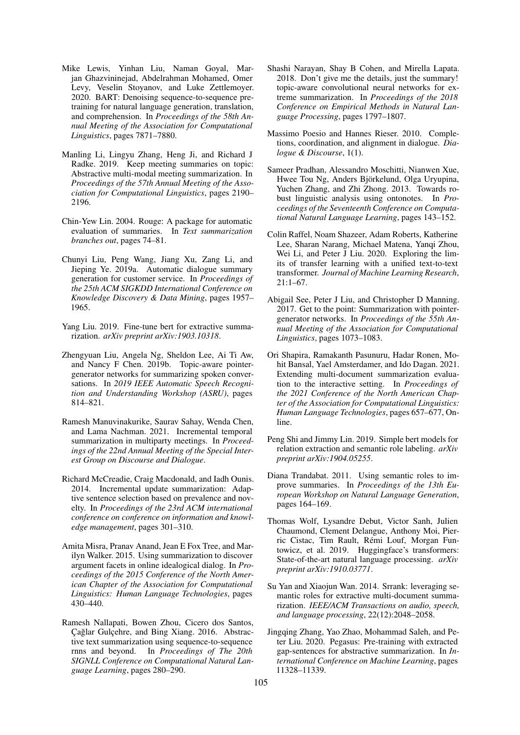Mike Lewis, Yinhan Liu, Naman Goyal, Marjan Ghazvininejad, Abdelrahman Mohamed, Omer Levy, Veselin Stoyanov, and Luke Zettlemoyer. 2020. BART: Denoising sequence-to-sequence pretraining for natural language generation, translation, and comprehension. In *Proceedings of the 58th Annual Meeting of the Association for Computational Linguistics*, pages 7871–7880.

Manling Li, Lingyu Zhang, Heng Ji, and Richard J Radke. 2019. Keep meeting summaries on topic: Abstractive multi-modal meeting summarization. In *Proceedings of the 57th Annual Meeting of the Association for Computational Linguistics*, pages 2190–2196.

Chin-Yew Lin. 2004. Rouge: A package for automatic evaluation of summaries. In *Text summarization branches out*, pages 74–81.

Chunyi Liu, Peng Wang, Jiang Xu, Zang Li, and Jieping Ye. 2019a. Automatic dialogue summary generation for customer service. In *Proceedings of the 25th ACM SIGKDD International Conference on Knowledge Discovery & Data Mining*, pages 1957–1965.

Yang Liu. 2019. Fine-tune bert for extractive summarization. *arXiv preprint arXiv:1903.10318*.

Zhengyuan Liu, Angela Ng, Sheldon Lee, Ai Ti Aw, and Nancy F Chen. 2019b. Topic-aware pointer-generator networks for summarizing spoken conversations. In *2019 IEEE Automatic Speech Recognition and Understanding Workshop (ASRU)*, pages 814–821.

Ramesh Manuvinakurike, Saurav Sahay, Wenda Chen, and Lama Nachman. 2021. Incremental temporal summarization in multiparty meetings. In *Proceedings of the 22nd Annual Meeting of the Special Interest Group on Discourse and Dialogue*.

Richard McCreadie, Craig Macdonald, and Iadh Ounis. 2014. Incremental update summarization: Adaptive sentence selection based on prevalence and novelty. In *Proceedings of the 23rd ACM international conference on conference on information and knowledge management*, pages 301–310.

Amita Misra, Pranav Anand, Jean E Fox Tree, and Marilyn Walker. 2015. Using summarization to discover argument facets in online idealogical dialog. In *Proceedings of the 2015 Conference of the North American Chapter of the Association for Computational Linguistics: Human Language Technologies*, pages 430–440.

Ramesh Nallapati, Bowen Zhou, Cicero dos Santos, Çağlar Gulçehre, and Bing Xiang. 2016. Abstractive text summarization using sequence-to-sequence rnns and beyond. In *Proceedings of The 20th SIGNLL Conference on Computational Natural Language Learning*, pages 280–290.

Shashi Narayan, Shay B Cohen, and Mirella Lapata. 2018. Don't give me the details, just the summary! topic-aware convolutional neural networks for extreme summarization. In *Proceedings of the 2018 Conference on Empirical Methods in Natural Language Processing*, pages 1797–1807.

Massimo Poesio and Hannes Rieser. 2010. Completions, coordination, and alignment in dialogue. *Dialogue & Discourse*, 1(1).

Sameer Pradhan, Alessandro Moschitti, Nianwen Xue, Hwee Tou Ng, Anders Björkelund, Olga Uryupina, Yuchen Zhang, and Zhi Zhong. 2013. Towards robust linguistic analysis using ontonotes. In *Proceedings of the Seventeenth Conference on Computational Natural Language Learning*, pages 143–152.

Colin Raffel, Noam Shazeer, Adam Roberts, Katherine Lee, Sharan Narang, Michael Matena, Yanqi Zhou, Wei Li, and Peter J Liu. 2020. Exploring the limits of transfer learning with a unified text-to-text transformer. *Journal of Machine Learning Research*, 21:1–67.

Abigail See, Peter J Liu, and Christopher D Manning. 2017. Get to the point: Summarization with pointer-generator networks. In *Proceedings of the 55th Annual Meeting of the Association for Computational Linguistics*, pages 1073–1083.

Ori Shapira, Ramakanth Pasunuru, Hadar Ronen, Mohit Bansal, Yael Amsterdamer, and Ido Dagan. 2021. Extending multi-document summarization evaluation to the interactive setting. In *Proceedings of the 2021 Conference of the North American Chapter of the Association for Computational Linguistics: Human Language Technologies*, pages 657–677, Online.

Peng Shi and Jimmy Lin. 2019. Simple bert models for relation extraction and semantic role labeling. *arXiv preprint arXiv:1904.05255*.

Diana Trandabat. 2011. Using semantic roles to improve summaries. In *Proceedings of the 13th European Workshop on Natural Language Generation*, pages 164–169.

Thomas Wolf, Lysandre Debut, Victor Sanh, Julien Chaumond, Clement Delangue, Anthony Moi, Pierric Cistac, Tim Rault, Rémi Louf, Morgan Funtowicz, et al. 2019. Huggingface's transformers: State-of-the-art natural language processing. *arXiv preprint arXiv:1910.03771*.

Su Yan and Xiaojun Wan. 2014. Srrank: leveraging semantic roles for extractive multi-document summarization. *IEEE/ACM Transactions on audio, speech, and language processing*, 22(12):2048–2058.

Jingqing Zhang, Yao Zhao, Mohammad Saleh, and Peter Liu. 2020. Pegasus: Pre-training with extracted gap-sentences for abstractive summarization. In *International Conference on Machine Learning*, pages 11328–11339.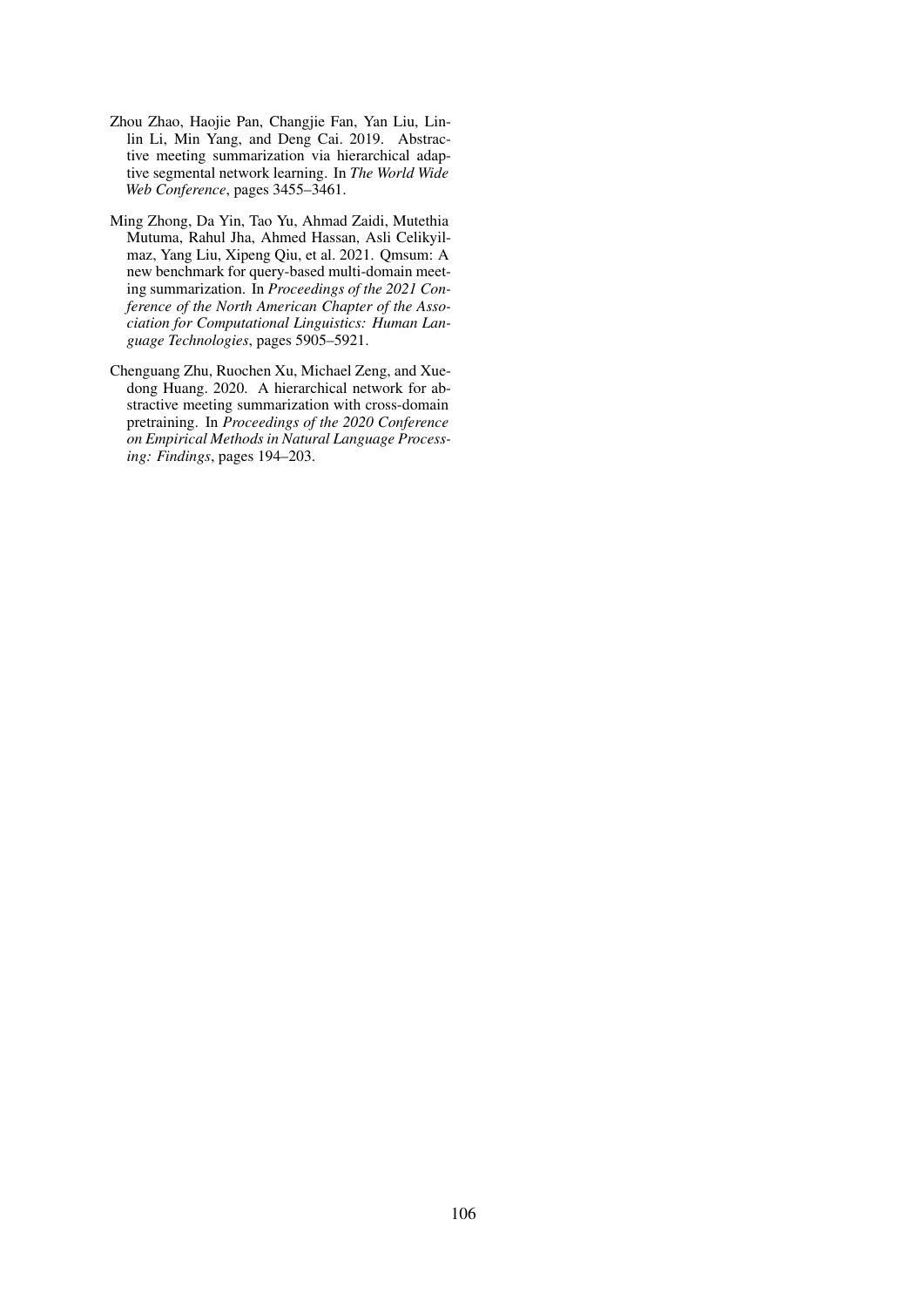Zhou Zhao, Haojie Pan, Changjie Fan, Yan Liu, Linlin Li, Min Yang, and Deng Cai. 2019. Abstractive meeting summarization via hierarchical adaptive segmental network learning. In *The World Wide Web Conference*, pages 3455–3461.

Ming Zhong, Da Yin, Tao Yu, Ahmad Zaidi, Mutethia Mutuma, Rahul Jha, Ahmed Hassan, Asli Celikyilmaz, Yang Liu, Xipeng Qiu, et al. 2021. Qmsum: A new benchmark for query-based multi-domain meeting summarization. In *Proceedings of the 2021 Conference of the North American Chapter of the Association for Computational Linguistics: Human Language Technologies*, pages 5905–5921.

Chenguang Zhu, Ruochen Xu, Michael Zeng, and Xuedong Huang. 2020. A hierarchical network for abstractive meeting summarization with cross-domain pretraining. In *Proceedings of the 2020 Conference on Empirical Methods in Natural Language Processing: Findings*, pages 194–203.